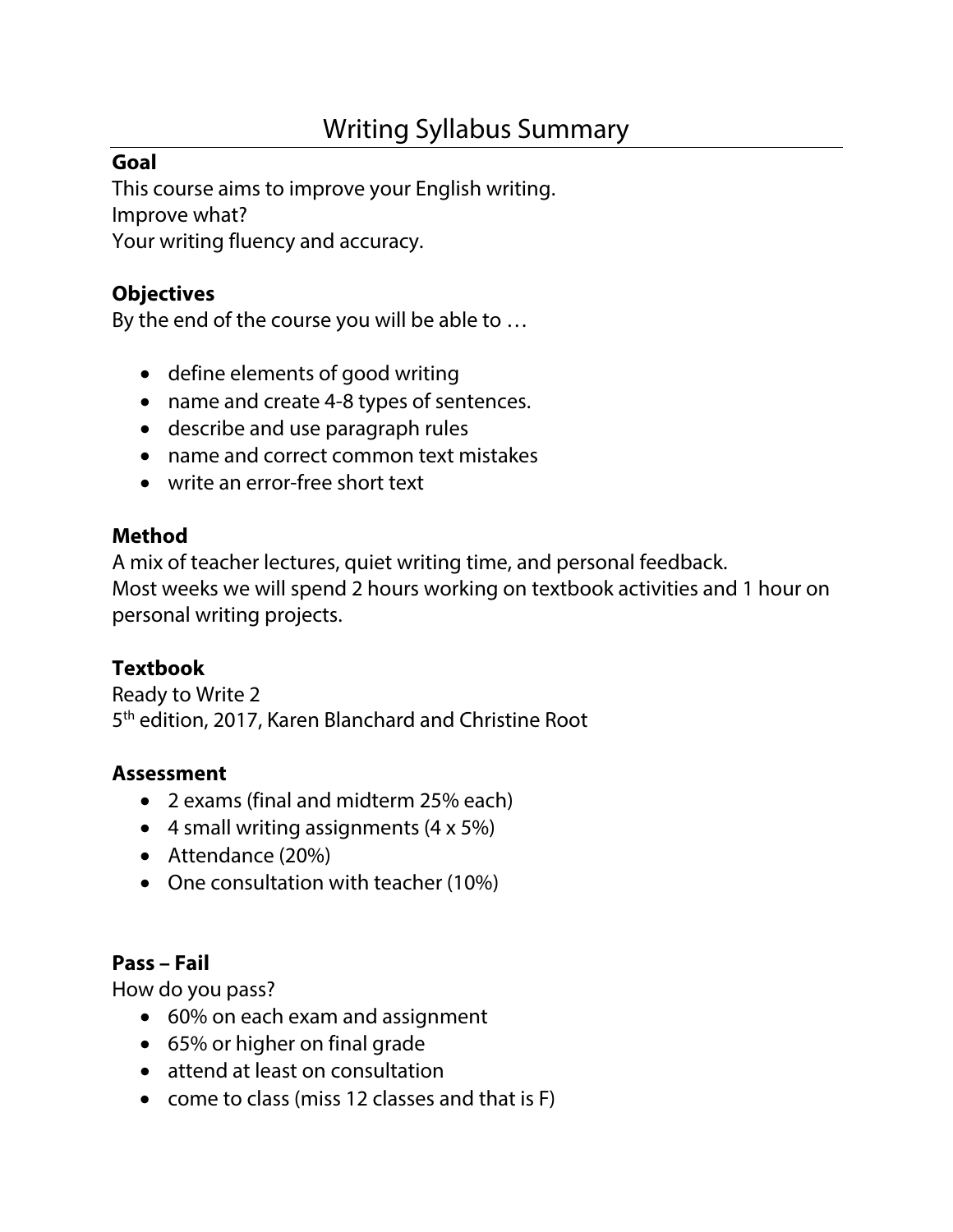# Writing Syllabus Summary

**Goal**

This course aims to improve your English writing.
Improve what?
Your writing fluency and accuracy.

**Objectives**

By the end of the course you will be able to …

- define elements of good writing
- name and create 4-8 types of sentences.
- describe and use paragraph rules
- name and correct common text mistakes
- write an error-free short text

**Method**

A mix of teacher lectures, quiet writing time, and personal feedback.
Most weeks we will spend 2 hours working on textbook activities and 1 hour on personal writing projects.

**Textbook**

Ready to Write 2
5th edition, 2017, Karen Blanchard and Christine Root

**Assessment**

- 2 exams (final and midterm 25% each)
- 4 small writing assignments (4 x 5%)
- Attendance (20%)
- One consultation with teacher (10%)

**Pass – Fail**

How do you pass?

- 60% on each exam and assignment
- 65% or higher on final grade
- attend at least on consultation
- come to class (miss 12 classes and that is F)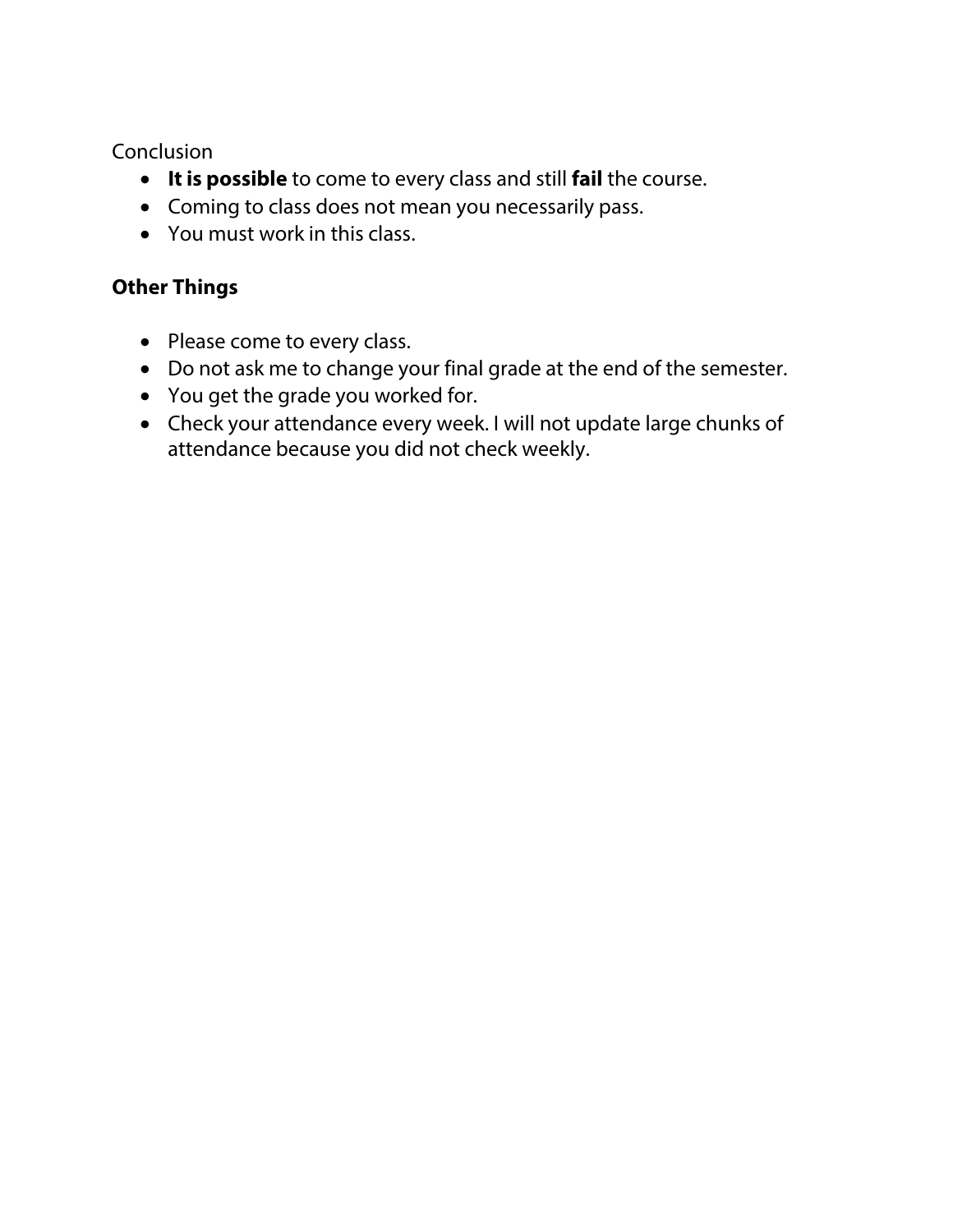Conclusion

- **It is possible** to come to every class and still **fail** the course.
- Coming to class does not mean you necessarily pass.
- You must work in this class.

**Other Things**

- Please come to every class.
- Do not ask me to change your final grade at the end of the semester.
- You get the grade you worked for.
- Check your attendance every week. I will not update large chunks of attendance because you did not check weekly.